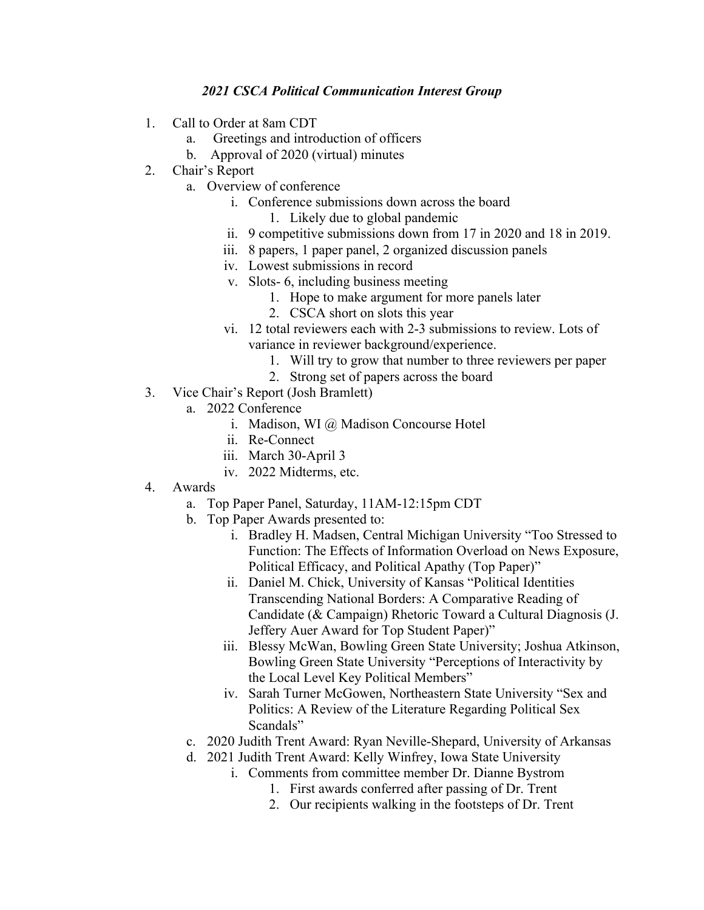***2021 CSCA Political Communication Interest Group***

1. Call to Order at 8am CDT
   a. Greetings and introduction of officers
   b. Approval of 2020 (virtual) minutes
2. Chair's Report
   a. Overview of conference
      i. Conference submissions down across the board
         1. Likely due to global pandemic
      ii. 9 competitive submissions down from 17 in 2020 and 18 in 2019.
      iii. 8 papers, 1 paper panel, 2 organized discussion panels
      iv. Lowest submissions in record
      v. Slots- 6, including business meeting
         1. Hope to make argument for more panels later
         2. CSCA short on slots this year
      vi. 12 total reviewers each with 2-3 submissions to review. Lots of variance in reviewer background/experience.
         1. Will try to grow that number to three reviewers per paper
         2. Strong set of papers across the board
3. Vice Chair's Report (Josh Bramlett)
   a. 2022 Conference
      i. Madison, WI @ Madison Concourse Hotel
      ii. Re-Connect
      iii. March 30-April 3
      iv. 2022 Midterms, etc.
4. Awards
   a. Top Paper Panel, Saturday, 11AM-12:15pm CDT
   b. Top Paper Awards presented to:
      i. Bradley H. Madsen, Central Michigan University "Too Stressed to Function: The Effects of Information Overload on News Exposure, Political Efficacy, and Political Apathy (Top Paper)"
      ii. Daniel M. Chick, University of Kansas "Political Identities Transcending National Borders: A Comparative Reading of Candidate (& Campaign) Rhetoric Toward a Cultural Diagnosis (J. Jeffery Auer Award for Top Student Paper)"
      iii. Blessy McWan, Bowling Green State University; Joshua Atkinson, Bowling Green State University "Perceptions of Interactivity by the Local Level Key Political Members"
      iv. Sarah Turner McGowen, Northeastern State University "Sex and Politics: A Review of the Literature Regarding Political Sex Scandals"
   c. 2020 Judith Trent Award: Ryan Neville-Shepard, University of Arkansas
   d. 2021 Judith Trent Award: Kelly Winfrey, Iowa State University
      i. Comments from committee member Dr. Dianne Bystrom
         1. First awards conferred after passing of Dr. Trent
         2. Our recipients walking in the footsteps of Dr. Trent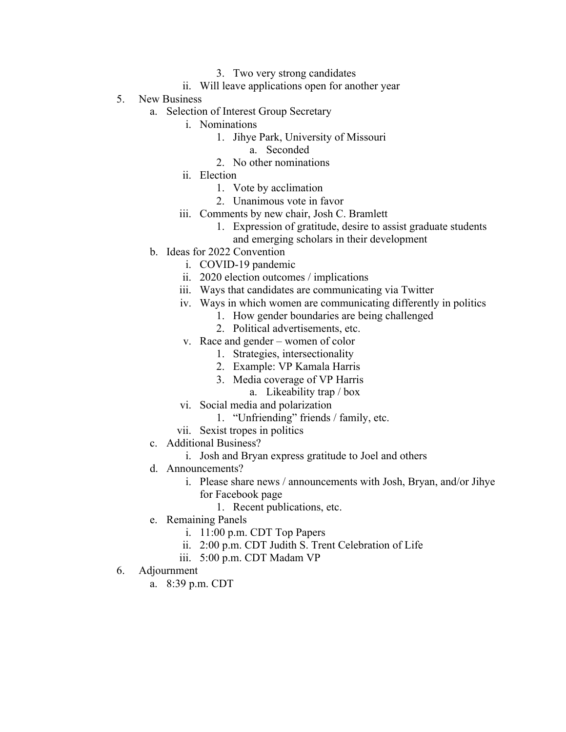3. Two very strong candidates
        ii. Will leave applications open for another year

5. New Business
    a. Selection of Interest Group Secretary
        i. Nominations
            1. Jihye Park, University of Missouri
                a. Seconded
            2. No other nominations
        ii. Election
            1. Vote by acclimation
            2. Unanimous vote in favor
        iii. Comments by new chair, Josh C. Bramlett
            1. Expression of gratitude, desire to assist graduate students and emerging scholars in their development
    b. Ideas for 2022 Convention
        i. COVID-19 pandemic
        ii. 2020 election outcomes / implications
        iii. Ways that candidates are communicating via Twitter
        iv. Ways in which women are communicating differently in politics
            1. How gender boundaries are being challenged
            2. Political advertisements, etc.
        v. Race and gender – women of color
            1. Strategies, intersectionality
            2. Example: VP Kamala Harris
            3. Media coverage of VP Harris
                a. Likeability trap / box
        vi. Social media and polarization
            1. "Unfriending" friends / family, etc.
        vii. Sexist tropes in politics
    c. Additional Business?
        i. Josh and Bryan express gratitude to Joel and others
    d. Announcements?
        i. Please share news / announcements with Josh, Bryan, and/or Jihye for Facebook page
            1. Recent publications, etc.
    e. Remaining Panels
        i. 11:00 p.m. CDT Top Papers
        ii. 2:00 p.m. CDT Judith S. Trent Celebration of Life
        iii. 5:00 p.m. CDT Madam VP

6. Adjournment
    a. 8:39 p.m. CDT